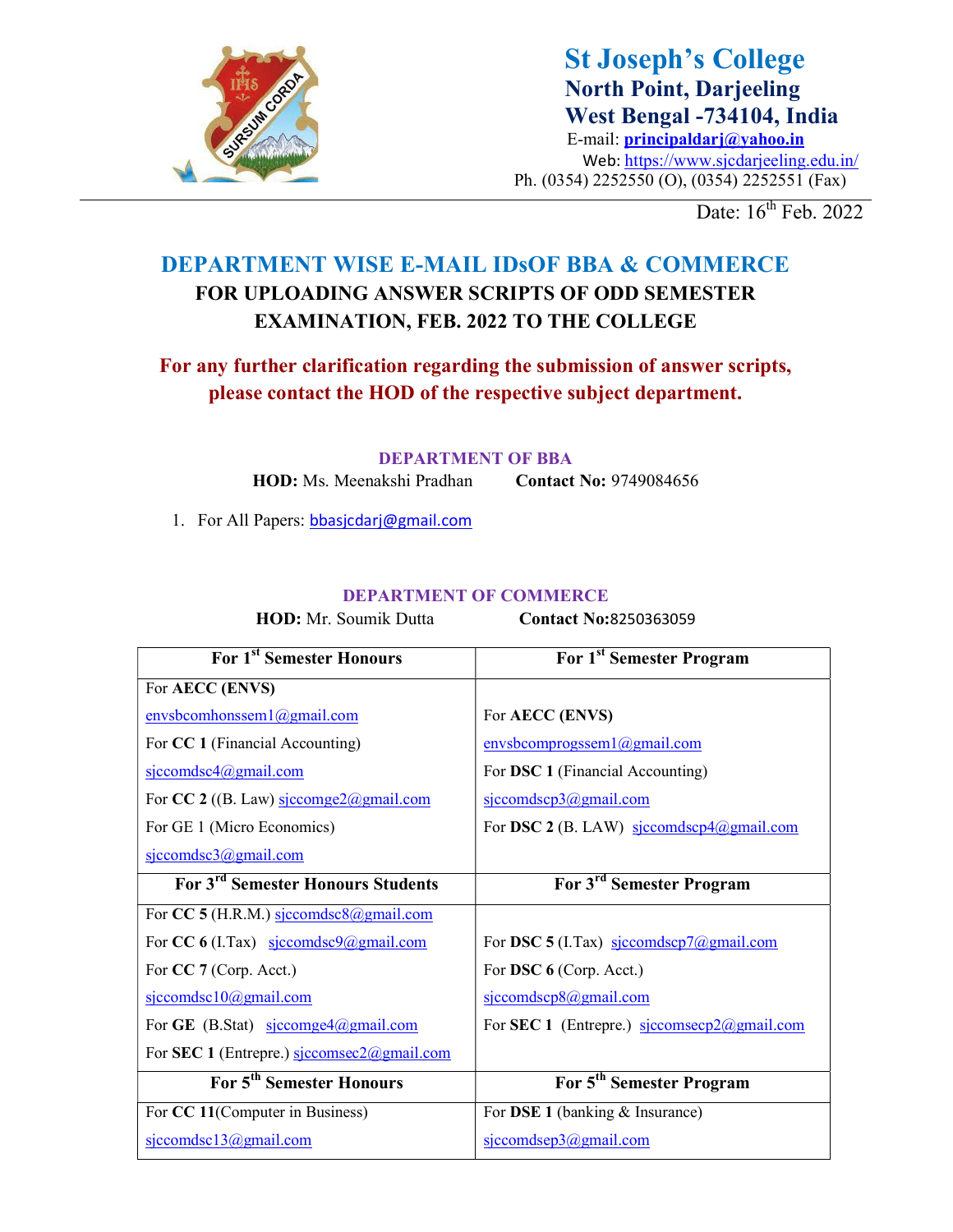# St Joseph's College
## North Point, Darjeeling
## West Bengal -734104, India

E-mail: **principaldarj@yahoo.in**
Web: https://www.sjcdarjeeling.edu.in/
Ph. (0354) 2252550 (O), (0354) 2252551 (Fax)

Date: 16th Feb. 2022

## DEPARTMENT WISE E-MAIL IDsOF BBA & COMMERCE
### FOR UPLOADING ANSWER SCRIPTS OF ODD SEMESTER EXAMINATION, FEB. 2022 TO THE COLLEGE

**For any further clarification regarding the submission of answer scripts, please contact the HOD of the respective subject department.**

### DEPARTMENT OF BBA

**HOD:** Ms. Meenakshi Pradhan **Contact No:** 9749084656

1. For All Papers: bbasjcdarj@gmail.com

### DEPARTMENT OF COMMERCE

**HOD:** Mr. Soumik Dutta **Contact No:**8250363059

| For 1st Semester Honours | For 1st Semester Program |
|---|---|
| For **AECC (ENVS)** envsbcomhonssem1@gmail.com<br>For **CC 1** (Financial Accounting) sjccomdsc4@gmail.com<br>For **CC 2** ((B. Law) sjccomge2@gmail.com<br>For GE 1 (Micro Economics) sjccomdsc3@gmail.com | For **AECC (ENVS)** envsbcomprogssem1@gmail.com<br>For **DSC 1** (Financial Accounting) sjccomdscp3@gmail.com<br>For **DSC 2** (B. LAW) sjccomdscp4@gmail.com |
| **For 3rd Semester Honours Students** | **For 3rd Semester Program** |
| For **CC 5** (H.R.M.) sjccomdsc8@gmail.com<br>For **CC 6** (I.Tax) sjccomdsc9@gmail.com<br>For **CC 7** (Corp. Acct.) sjccomdsc10@gmail.com<br>For **GE** (B.Stat) sjccomge4@gmail.com<br>For **SEC 1** (Entrepre.) sjccomsec2@gmail.com | For **DSC 5** (I.Tax) sjccomdscp7@gmail.com<br>For **DSC 6** (Corp. Acct.) sjccomdscp8@gmail.com<br>For **SEC 1** (Entrepre.) sjccomsecp2@gmail.com |
| **For 5th Semester Honours** | **For 5th Semester Program** |
| For **CC 11**(Computer in Business) sjccomdsc13@gmail.com | For **DSE 1** (banking & Insurance) sjccomdsep3@gmail.com |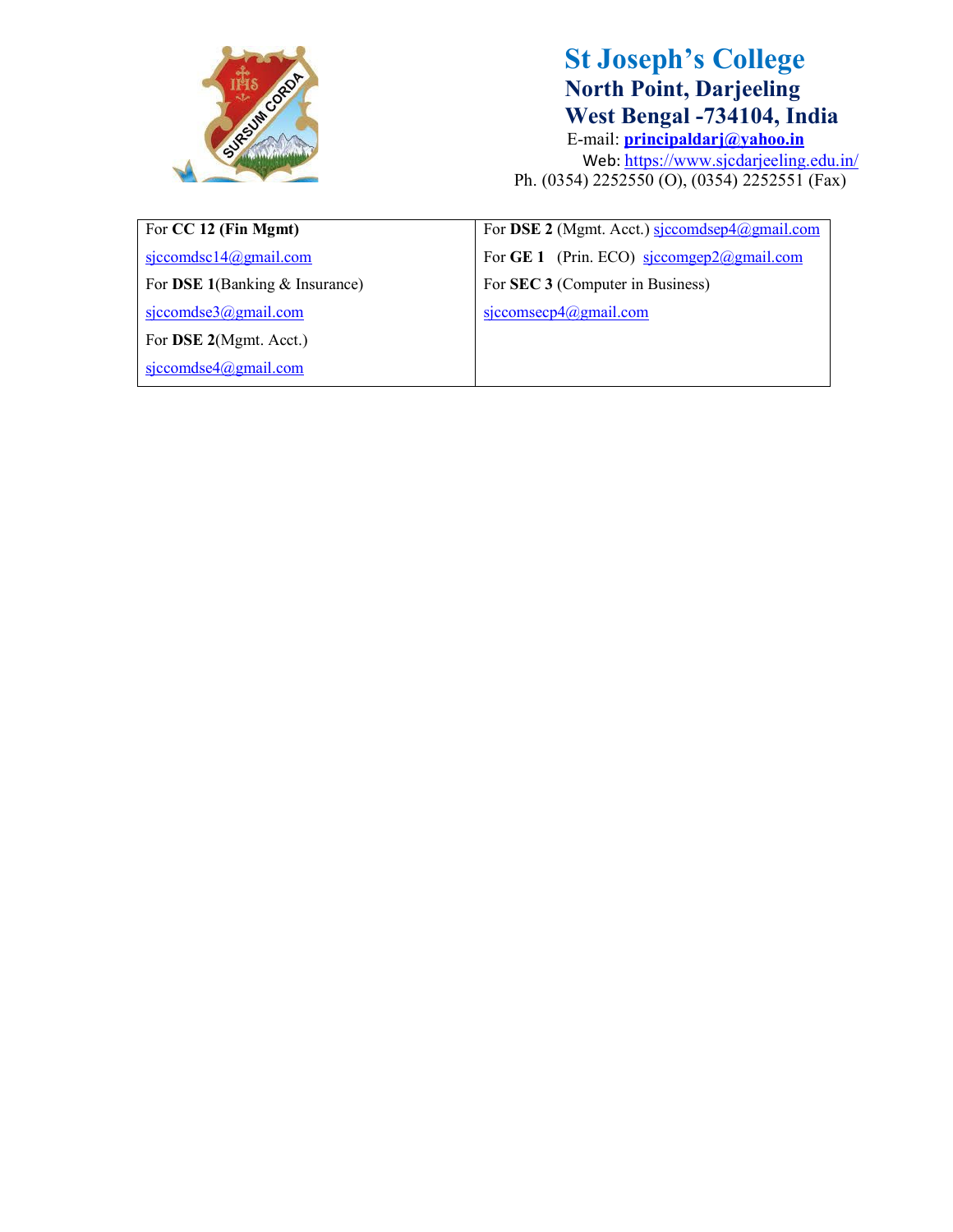# St Joseph's College

## North Point, Darjeeling

## West Bengal -734104, India

E-mail: **principaldarj@yahoo.in**

Web: https://www.sjcdarjeeling.edu.in/

Ph. (0354) 2252550 (O), (0354) 2252551 (Fax)

| | |
|---|---|
| For **CC 12 (Fin Mgmt)**<br>sjccomdsc14@gmail.com<br>For **DSE 1**(Banking & Insurance)<br>sjccomdse3@gmail.com<br>For **DSE 2**(Mgmt. Acct.)<br>sjccomdse4@gmail.com | For **DSE 2** (Mgmt. Acct.) sjccomdsep4@gmail.com<br>For **GE 1** (Prin. ECO) sjccomgep2@gmail.com<br>For **SEC 3** (Computer in Business)<br>sjccomsecp4@gmail.com |